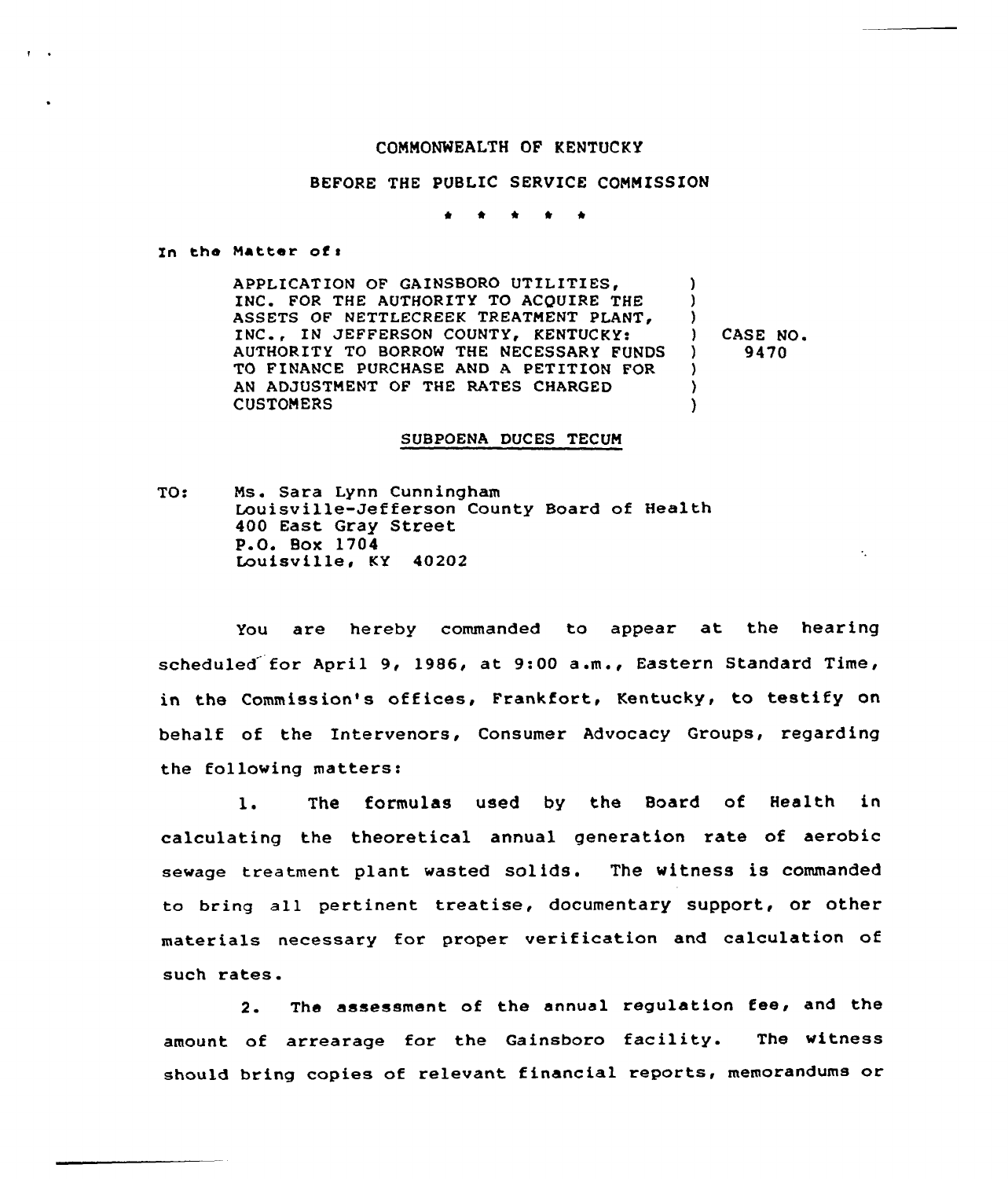COMMONWEALTH OF KENTUCKY

BEFORE THE PUBLIC SERVICE COMMISSION

\* \* \* \* \*

In the Matter of:

| | | |
|---|---|---|
| APPLICATION OF GAINSBORO UTILITIES, INC. FOR THE AUTHORITY TO ACQUIRE THE ASSETS OF NETTLECREEK TREATMENT PLANT, INC., IN JEFFERSON COUNTY, KENTUCKY: AUTHORITY TO BORROW THE NECESSARY FUNDS TO FINANCE PURCHASE AND A PETITION FOR AN ADJUSTMENT OF THE RATES CHARGED CUSTOMERS | ) | CASE NO. 9470 |

SUBPOENA DUCES TECUM

TO: Ms. Sara Lynn Cunningham
Louisville-Jefferson County Board of Health
400 East Gray Street
P.O. Box 1704
Louisville, KY 40202

You are hereby commanded to appear at the hearing scheduled for April 9, 1986, at 9:00 a.m., Eastern Standard Time, in the Commission's offices, Frankfort, Kentucky, to testify on behalf of the Intervenors, Consumer Advocacy Groups, regarding the following matters:

1. The formulas used by the Board of Health in calculating the theoretical annual generation rate of aerobic sewage treatment plant wasted solids. The witness is commanded to bring all pertinent treatise, documentary support, or other materials necessary for proper verification and calculation of such rates.

2. The assessment of the annual regulation fee, and the amount of arrearage for the Gainsboro facility. The witness should bring copies of relevant financial reports, memorandums or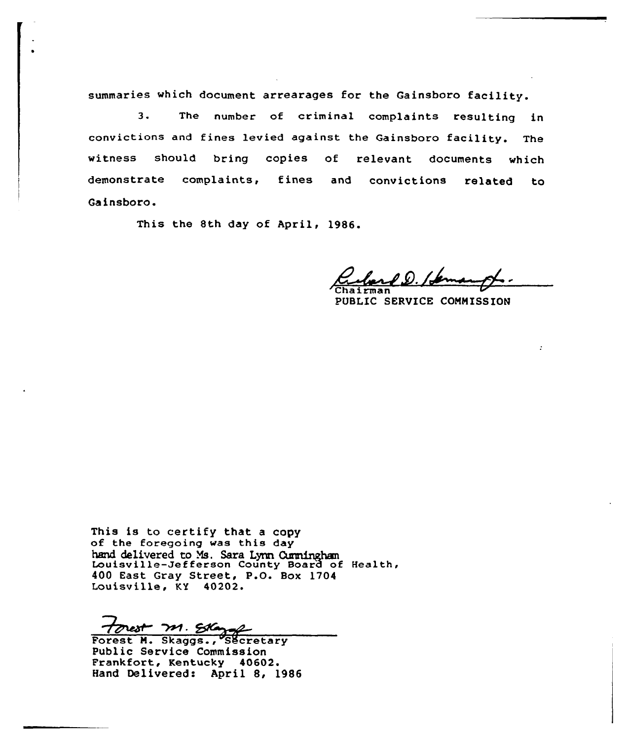summaries which document arrearages for the Gainsboro facility.

3. The number of criminal complaints resulting in convictions and fines levied against the Gainsboro facility. The witness should bring copies of relevant documents which demonstrate complaints, fines and convictions related to Gainsboro.

This the 8th day of April, 1986.

Chairman
PUBLIC SERVICE COMMISSION

This is to certify that a copy of the foregoing was this day hand delivered to Ms. Sara Lynn Cunningham
Louisville-Jefferson County Board of Health,
400 East Gray Street, P.O. Box 1704
Louisville, KY 40202.

Forest M. Skaggs., Secretary
Public Service Commission
Frankfort, Kentucky 40602.
Hand Delivered: April 8, 1986